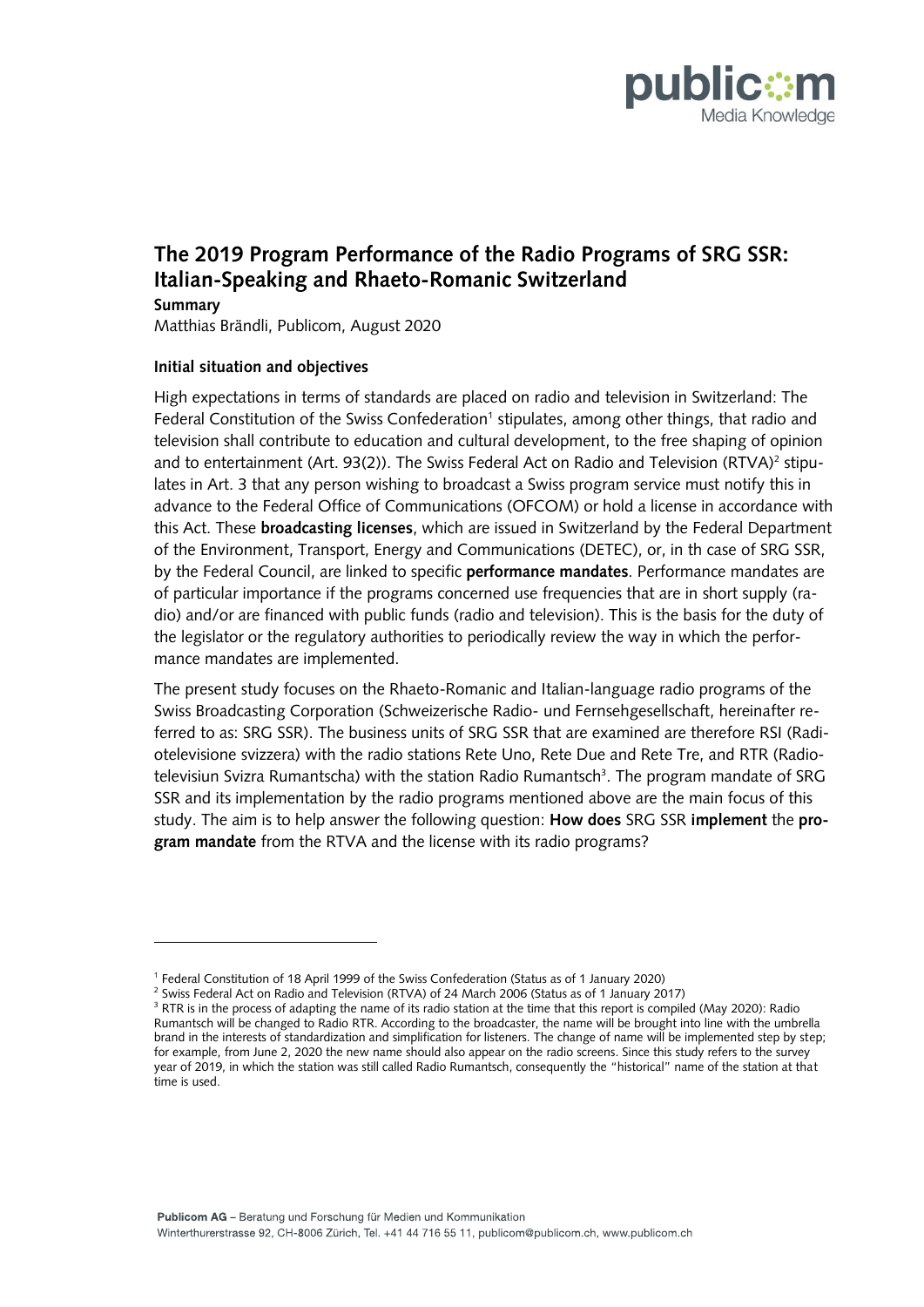# The 2019 Program Performance of the Radio Programs of SRG SSR: Italian-Speaking and Rhaeto-Romanic Switzerland

**Summary**

Matthias Brändli, Publicom, August 2020

### Initial situation and objectives

High expectations in terms of standards are placed on radio and television in Switzerland: The Federal Constitution of the Swiss Confederation[1] stipulates, among other things, that radio and television shall contribute to education and cultural development, to the free shaping of opinion and to entertainment (Art. 93(2)). The Swiss Federal Act on Radio and Television (RTVA)[2] stipulates in Art. 3 that any person wishing to broadcast a Swiss program service must notify this in advance to the Federal Office of Communications (OFCOM) or hold a license in accordance with this Act. These **broadcasting licenses**, which are issued in Switzerland by the Federal Department of the Environment, Transport, Energy and Communications (DETEC), or, in th case of SRG SSR, by the Federal Council, are linked to specific **performance mandates**. Performance mandates are of particular importance if the programs concerned use frequencies that are in short supply (radio) and/or are financed with public funds (radio and television). This is the basis for the duty of the legislator or the regulatory authorities to periodically review the way in which the performance mandates are implemented.

The present study focuses on the Rhaeto-Romanic and Italian-language radio programs of the Swiss Broadcasting Corporation (Schweizerische Radio- und Fernsehgesellschaft, hereinafter referred to as: SRG SSR). The business units of SRG SSR that are examined are therefore RSI (Radiotelevisione svizzera) with the radio stations Rete Uno, Rete Due and Rete Tre, and RTR (Radiotelevisiun Svizra Rumantscha) with the station Radio Rumantsch[3]. The program mandate of SRG SSR and its implementation by the radio programs mentioned above are the main focus of this study. The aim is to help answer the following question: **How does** SRG SSR **implement** the **program mandate** from the RTVA and the license with its radio programs?

---

[1] Federal Constitution of 18 April 1999 of the Swiss Confederation (Status as of 1 January 2020)

[2] Swiss Federal Act on Radio and Television (RTVA) of 24 March 2006 (Status as of 1 January 2017)

[3] RTR is in the process of adapting the name of its radio station at the time that this report is compiled (May 2020): Radio Rumantsch will be changed to Radio RTR. According to the broadcaster, the name will be brought into line with the umbrella brand in the interests of standardization and simplification for listeners. The change of name will be implemented step by step; for example, from June 2, 2020 the new name should also appear on the radio screens. Since this study refers to the survey year of 2019, in which the station was still called Radio Rumantsch, consequently the "historical" name of the station at that time is used.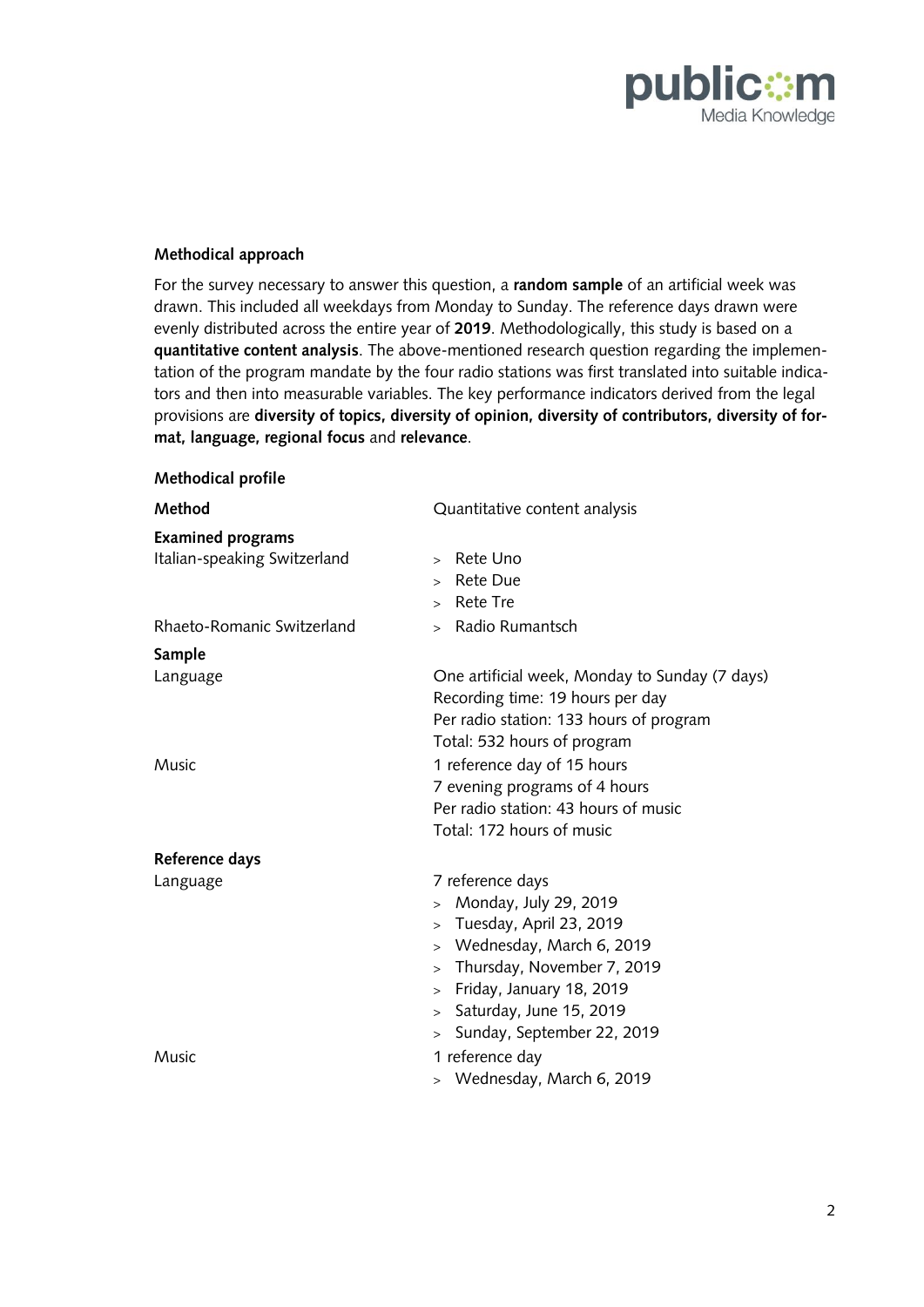**Methodical approach**

For the survey necessary to answer this question, a **random sample** of an artificial week was drawn. This included all weekdays from Monday to Sunday. The reference days drawn were evenly distributed across the entire year of **2019**. Methodologically, this study is based on a **quantitative content analysis**. The above-mentioned research question regarding the implementation of the program mandate by the four radio stations was first translated into suitable indicators and then into measurable variables. The key performance indicators derived from the legal provisions are **diversity of topics, diversity of opinion, diversity of contributors, diversity of format, language, regional focus** and **relevance**.

**Methodical profile**

| | |
|---|---|
| **Method** | Quantitative content analysis |
| **Examined programs** | |
| Italian-speaking Switzerland | > Rete Uno<br>> Rete Due<br>> Rete Tre |
| Rhaeto-Romanic Switzerland | > Radio Rumantsch |
| **Sample** | |
| Language | One artificial week, Monday to Sunday (7 days)<br>Recording time: 19 hours per day<br>Per radio station: 133 hours of program<br>Total: 532 hours of program |
| Music | 1 reference day of 15 hours<br>7 evening programs of 4 hours<br>Per radio station: 43 hours of music<br>Total: 172 hours of music |
| **Reference days** | |
| Language | 7 reference days<br>> Monday, July 29, 2019<br>> Tuesday, April 23, 2019<br>> Wednesday, March 6, 2019<br>> Thursday, November 7, 2019<br>> Friday, January 18, 2019<br>> Saturday, June 15, 2019<br>> Sunday, September 22, 2019 |
| Music | 1 reference day<br>> Wednesday, March 6, 2019 |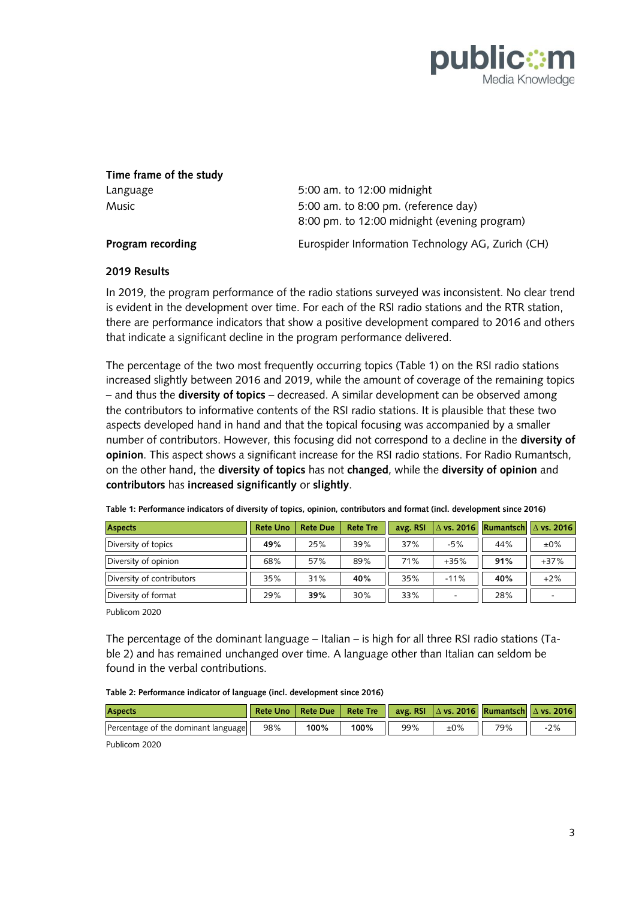**Time frame of the study**

| | |
|---|---|
| Language | 5:00 am. to 12:00 midnight |
| Music | 5:00 am. to 8:00 pm. (reference day)<br>8:00 pm. to 12:00 midnight (evening program) |
| **Program recording** | Eurospider Information Technology AG, Zurich (CH) |

**2019 Results**

In 2019, the program performance of the radio stations surveyed was inconsistent. No clear trend is evident in the development over time. For each of the RSI radio stations and the RTR station, there are performance indicators that show a positive development compared to 2016 and others that indicate a significant decline in the program performance delivered.

The percentage of the two most frequently occurring topics (Table 1) on the RSI radio stations increased slightly between 2016 and 2019, while the amount of coverage of the remaining topics – and thus the **diversity of topics** – decreased. A similar development can be observed among the contributors to informative contents of the RSI radio stations. It is plausible that these two aspects developed hand in hand and that the topical focusing was accompanied by a smaller number of contributors. However, this focusing did not correspond to a decline in the **diversity of opinion**. This aspect shows a significant increase for the RSI radio stations. For Radio Rumantsch, on the other hand, the **diversity of topics** has not **changed**, while the **diversity of opinion** and **contributors** has **increased significantly** or **slightly**.

**Table 1: Performance indicators of diversity of topics, opinion, contributors and format (incl. development since 2016)**

| Aspects | Rete Uno | Rete Due | Rete Tre | avg. RSI | Δ vs. 2016 | Rumantsch | Δ vs. 2016 |
|---|---|---|---|---|---|---|---|
| Diversity of topics | **49%** | 25% | 39% | 37% | -5% | 44% | ±0% |
| Diversity of opinion | 68% | 57% | 89% | 71% | +35% | **91%** | +37% |
| Diversity of contributors | 35% | 31% | **40%** | 35% | -11% | **40%** | +2% |
| Diversity of format | 29% | **39%** | 30% | 33% | - | 28% | - |

Publicom 2020

The percentage of the dominant language – Italian – is high for all three RSI radio stations (Table 2) and has remained unchanged over time. A language other than Italian can seldom be found in the verbal contributions.

**Table 2: Performance indicator of language (incl. development since 2016)**

| Aspects | Rete Uno | Rete Due | Rete Tre | avg. RSI | Δ vs. 2016 | Rumantsch | Δ vs. 2016 |
|---|---|---|---|---|---|---|---|
| Percentage of the dominant language | 98% | **100%** | **100%** | 99% | ±0% | 79% | -2% |

Publicom 2020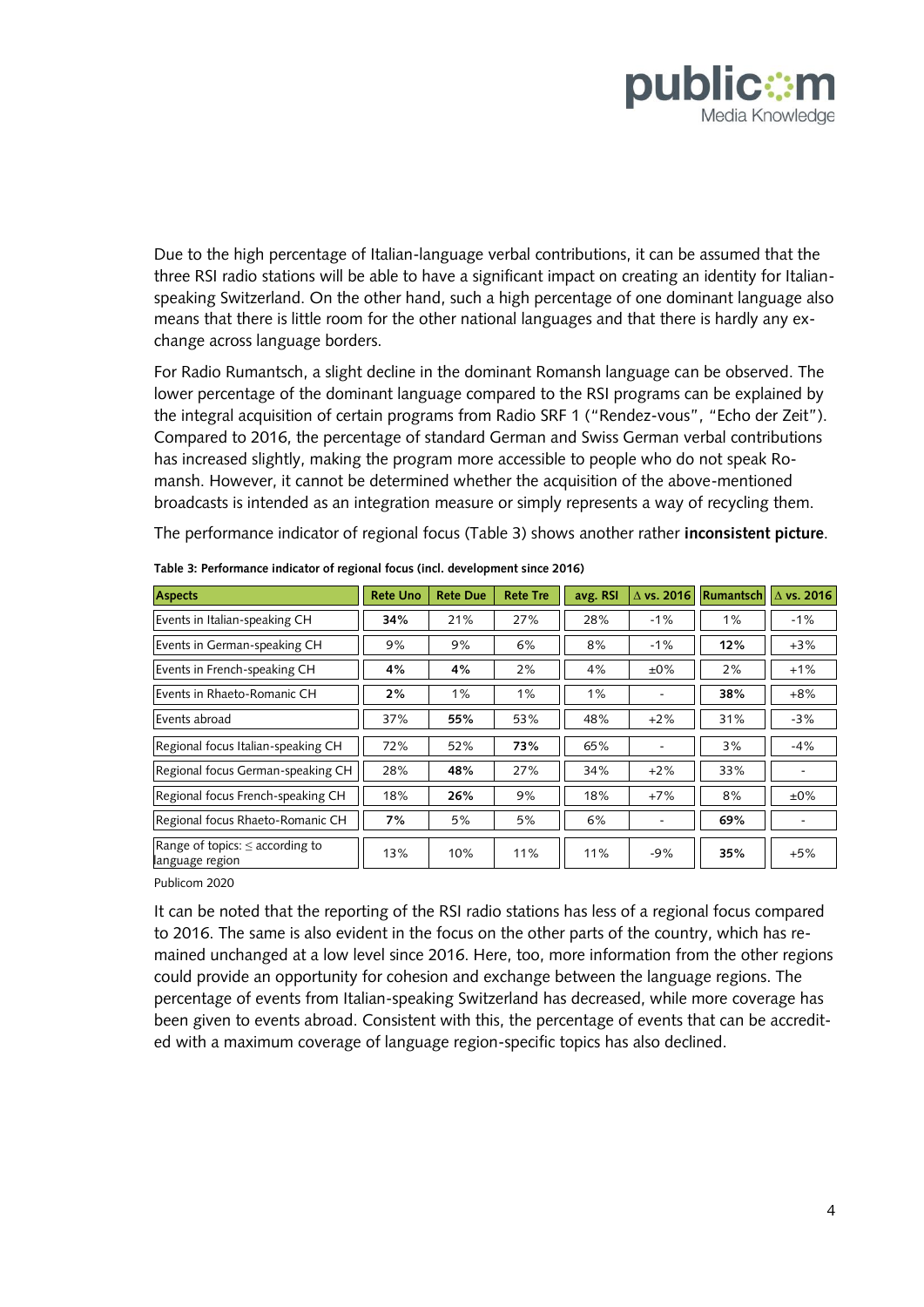Due to the high percentage of Italian-language verbal contributions, it can be assumed that the three RSI radio stations will be able to have a significant impact on creating an identity for Italian-speaking Switzerland. On the other hand, such a high percentage of one dominant language also means that there is little room for the other national languages and that there is hardly any exchange across language borders.

For Radio Rumantsch, a slight decline in the dominant Romansh language can be observed. The lower percentage of the dominant language compared to the RSI programs can be explained by the integral acquisition of certain programs from Radio SRF 1 ("Rendez-vous", "Echo der Zeit"). Compared to 2016, the percentage of standard German and Swiss German verbal contributions has increased slightly, making the program more accessible to people who do not speak Romansh. However, it cannot be determined whether the acquisition of the above-mentioned broadcasts is intended as an integration measure or simply represents a way of recycling them.

The performance indicator of regional focus (Table 3) shows another rather **inconsistent picture**.

**Table 3: Performance indicator of regional focus (incl. development since 2016)**

| Aspects | Rete Uno | Rete Due | Rete Tre | avg. RSI | Δ vs. 2016 | Rumantsch | Δ vs. 2016 |
|---|---|---|---|---|---|---|---|
| Events in Italian-speaking CH | **34%** | 21% | 27% | 28% | -1% | 1% | -1% |
| Events in German-speaking CH | 9% | 9% | 6% | 8% | -1% | **12%** | +3% |
| Events in French-speaking CH | **4%** | **4%** | 2% | 4% | ±0% | 2% | +1% |
| Events in Rhaeto-Romanic CH | **2%** | 1% | 1% | 1% | - | **38%** | +8% |
| Events abroad | 37% | **55%** | 53% | 48% | +2% | 31% | -3% |
| Regional focus Italian-speaking CH | 72% | 52% | **73%** | 65% | - | 3% | -4% |
| Regional focus German-speaking CH | 28% | **48%** | 27% | 34% | +2% | 33% | - |
| Regional focus French-speaking CH | 18% | **26%** | 9% | 18% | +7% | 8% | ±0% |
| Regional focus Rhaeto-Romanic CH | **7%** | 5% | 5% | 6% | - | **69%** | - |
| Range of topics: ≤ according to language region | 13% | 10% | 11% | 11% | -9% | **35%** | +5% |

Publicom 2020

It can be noted that the reporting of the RSI radio stations has less of a regional focus compared to 2016. The same is also evident in the focus on the other parts of the country, which has remained unchanged at a low level since 2016. Here, too, more information from the other regions could provide an opportunity for cohesion and exchange between the language regions. The percentage of events from Italian-speaking Switzerland has decreased, while more coverage has been given to events abroad. Consistent with this, the percentage of events that can be accredited with a maximum coverage of language region-specific topics has also declined.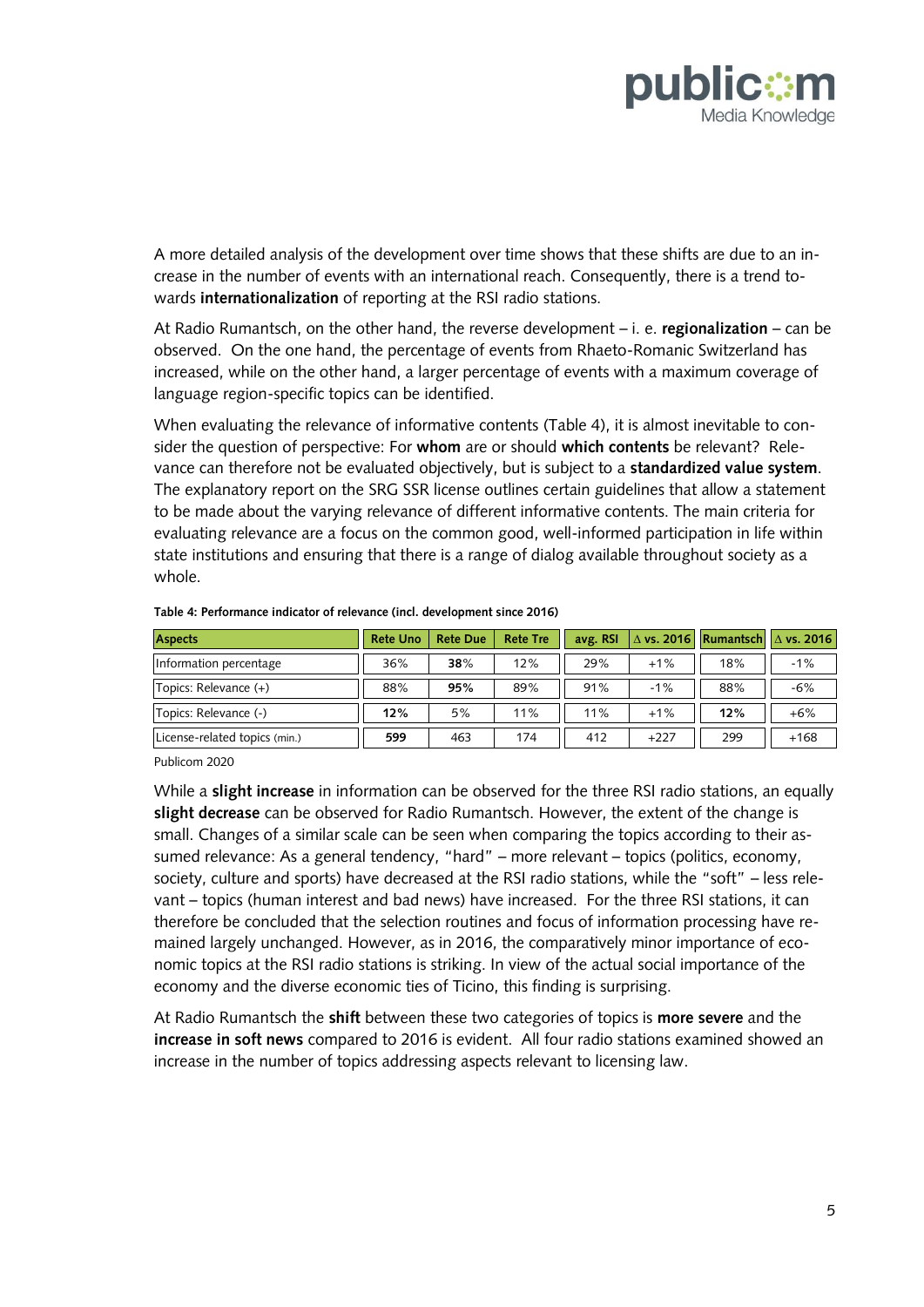A more detailed analysis of the development over time shows that these shifts are due to an increase in the number of events with an international reach. Consequently, there is a trend towards **internationalization** of reporting at the RSI radio stations.

At Radio Rumantsch, on the other hand, the reverse development – i. e. **regionalization** – can be observed. On the one hand, the percentage of events from Rhaeto-Romanic Switzerland has increased, while on the other hand, a larger percentage of events with a maximum coverage of language region-specific topics can be identified.

When evaluating the relevance of informative contents (Table 4), it is almost inevitable to consider the question of perspective: For **whom** are or should **which contents** be relevant? Relevance can therefore not be evaluated objectively, but is subject to a **standardized value system**. The explanatory report on the SRG SSR license outlines certain guidelines that allow a statement to be made about the varying relevance of different informative contents. The main criteria for evaluating relevance are a focus on the common good, well-informed participation in life within state institutions and ensuring that there is a range of dialog available throughout society as a whole.

**Table 4: Performance indicator of relevance (incl. development since 2016)**

| Aspects | Rete Uno | Rete Due | Rete Tre | avg. RSI | Δ vs. 2016 | Rumantsch | Δ vs. 2016 |
|---|---|---|---|---|---|---|---|
| Information percentage | 36% | **38**% | 12% | 29% | +1% | 18% | -1% |
| Topics: Relevance (+) | 88% | **95%** | 89% | 91% | -1% | 88% | -6% |
| Topics: Relevance (-) | **12%** | 5% | 11% | 11% | +1% | **12%** | +6% |
| License-related topics (min.) | **599** | 463 | 174 | 412 | +227 | 299 | +168 |

Publicom 2020

While a **slight increase** in information can be observed for the three RSI radio stations, an equally **slight decrease** can be observed for Radio Rumantsch. However, the extent of the change is small. Changes of a similar scale can be seen when comparing the topics according to their assumed relevance: As a general tendency, "hard" – more relevant – topics (politics, economy, society, culture and sports) have decreased at the RSI radio stations, while the "soft" – less relevant – topics (human interest and bad news) have increased. For the three RSI stations, it can therefore be concluded that the selection routines and focus of information processing have remained largely unchanged. However, as in 2016, the comparatively minor importance of economic topics at the RSI radio stations is striking. In view of the actual social importance of the economy and the diverse economic ties of Ticino, this finding is surprising.

At Radio Rumantsch the **shift** between these two categories of topics is **more severe** and the **increase in soft news** compared to 2016 is evident. All four radio stations examined showed an increase in the number of topics addressing aspects relevant to licensing law.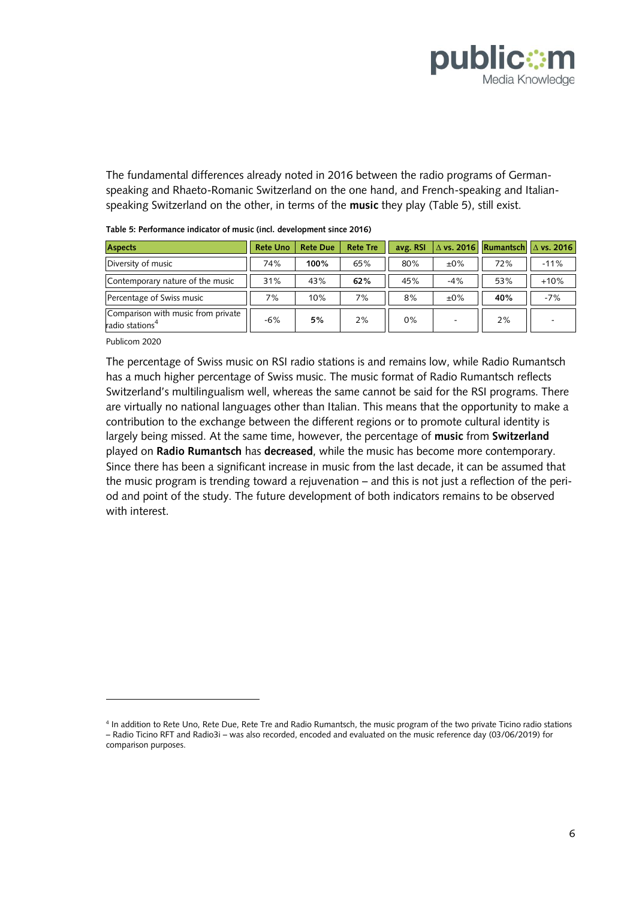The fundamental differences already noted in 2016 between the radio programs of German-speaking and Rhaeto-Romanic Switzerland on the one hand, and French-speaking and Italian-speaking Switzerland on the other, in terms of the **music** they play (Table 5), still exist.

**Table 5: Performance indicator of music (incl. development since 2016)**

| Aspects | Rete Uno | Rete Due | Rete Tre | avg. RSI | Δ vs. 2016 | Rumantsch | Δ vs. 2016 |
|---|---|---|---|---|---|---|---|
| Diversity of music | 74% | **100%** | 65% | 80% | ±0% | 72% | -11% |
| Contemporary nature of the music | 31% | 43% | **62%** | 45% | -4% | 53% | +10% |
| Percentage of Swiss music | 7% | 10% | 7% | 8% | ±0% | **40%** | -7% |
| Comparison with music from private radio stations[4] | -6% | **5%** | 2% | 0% | - | 2% | - |

Publicom 2020

The percentage of Swiss music on RSI radio stations is and remains low, while Radio Rumantsch has a much higher percentage of Swiss music. The music format of Radio Rumantsch reflects Switzerland's multilingualism well, whereas the same cannot be said for the RSI programs. There are virtually no national languages other than Italian. This means that the opportunity to make a contribution to the exchange between the different regions or to promote cultural identity is largely being missed. At the same time, however, the percentage of **music** from **Switzerland** played on **Radio Rumantsch** has **decreased**, while the music has become more contemporary. Since there has been a significant increase in music from the last decade, it can be assumed that the music program is trending toward a rejuvenation – and this is not just a reflection of the period and point of the study. The future development of both indicators remains to be observed with interest.

[4] In addition to Rete Uno, Rete Due, Rete Tre and Radio Rumantsch, the music program of the two private Ticino radio stations – Radio Ticino RFT and Radio3i – was also recorded, encoded and evaluated on the music reference day (03/06/2019) for comparison purposes.